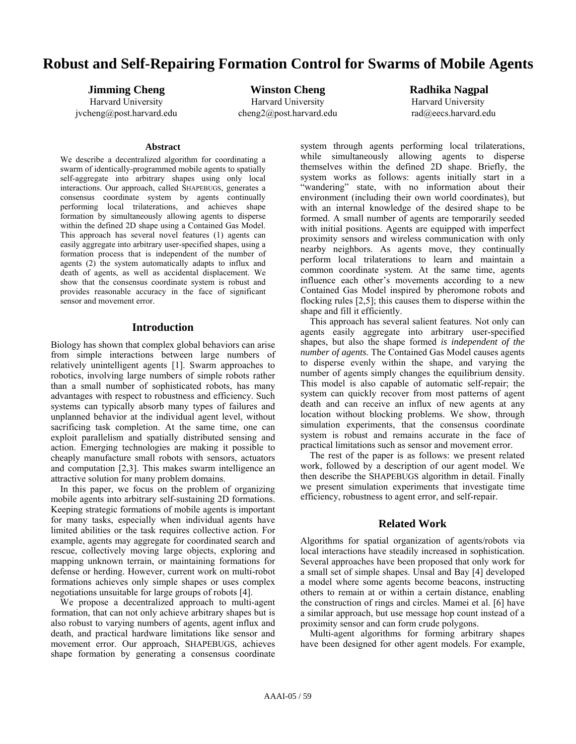# Robust and Self-Repairing Formation Control for Swarms of Mobile Agents

**Jimming Cheng**
Harvard University
jvcheng@post.harvard.edu

**Winston Cheng**
Harvard University
cheng2@post.harvard.edu

**Radhika Nagpal**
Harvard University
rad@eecs.harvard.edu

### Abstract

We describe a decentralized algorithm for coordinating a swarm of identically-programmed mobile agents to spatially self-aggregate into arbitrary shapes using only local interactions. Our approach, called SHAPEBUGS, generates a consensus coordinate system by agents continually performing local trilaterations, and achieves shape formation by simultaneously allowing agents to disperse within the defined 2D shape using a Contained Gas Model. This approach has several novel features (1) agents can easily aggregate into arbitrary user-specified shapes, using a formation process that is independent of the number of agents (2) the system automatically adapts to influx and death of agents, as well as accidental displacement. We show that the consensus coordinate system is robust and provides reasonable accuracy in the face of significant sensor and movement error.

## Introduction

Biology has shown that complex global behaviors can arise from simple interactions between large numbers of relatively unintelligent agents [1]. Swarm approaches to robotics, involving large numbers of simple robots rather than a small number of sophisticated robots, has many advantages with respect to robustness and efficiency. Such systems can typically absorb many types of failures and unplanned behavior at the individual agent level, without sacrificing task completion. At the same time, one can exploit parallelism and spatially distributed sensing and action. Emerging technologies are making it possible to cheaply manufacture small robots with sensors, actuators and computation [2,3]. This makes swarm intelligence an attractive solution for many problem domains.

In this paper, we focus on the problem of organizing mobile agents into arbitrary self-sustaining 2D formations. Keeping strategic formations of mobile agents is important for many tasks, especially when individual agents have limited abilities or the task requires collective action. For example, agents may aggregate for coordinated search and rescue, collectively moving large objects, exploring and mapping unknown terrain, or maintaining formations for defense or herding. However, current work on multi-robot formations achieves only simple shapes or uses complex negotiations unsuitable for large groups of robots [4].

We propose a decentralized approach to multi-agent formation, that can not only achieve arbitrary shapes but is also robust to varying numbers of agents, agent influx and death, and practical hardware limitations like sensor and movement error. Our approach, SHAPEBUGS, achieves shape formation by generating a consensus coordinate system through agents performing local trilaterations, while simultaneously allowing agents to disperse themselves within the defined 2D shape. Briefly, the system works as follows: agents initially start in a "wandering" state, with no information about their environment (including their own world coordinates), but with an internal knowledge of the desired shape to be formed. A small number of agents are temporarily seeded with initial positions. Agents are equipped with imperfect proximity sensors and wireless communication with only nearby neighbors. As agents move, they continually perform local trilaterations to learn and maintain a common coordinate system. At the same time, agents influence each other's movements according to a new Contained Gas Model inspired by pheromone robots and flocking rules [2,5]; this causes them to disperse within the shape and fill it efficiently.

This approach has several salient features. Not only can agents easily aggregate into arbitrary user-specified shapes, but also the shape formed *is independent of the number of agents*. The Contained Gas Model causes agents to disperse evenly within the shape, and varying the number of agents simply changes the equilibrium density. This model is also capable of automatic self-repair; the system can quickly recover from most patterns of agent death and can receive an influx of new agents at any location without blocking problems. We show, through simulation experiments, that the consensus coordinate system is robust and remains accurate in the face of practical limitations such as sensor and movement error.

The rest of the paper is as follows: we present related work, followed by a description of our agent model. We then describe the SHAPEBUGS algorithm in detail. Finally we present simulation experiments that investigate time efficiency, robustness to agent error, and self-repair.

## Related Work

Algorithms for spatial organization of agents/robots via local interactions have steadily increased in sophistication. Several approaches have been proposed that only work for a small set of simple shapes. Unsal and Bay [4] developed a model where some agents become beacons, instructing others to remain at or within a certain distance, enabling the construction of rings and circles. Mamei et al. [6] have a similar approach, but use message hop count instead of a proximity sensor and can form crude polygons.

Multi-agent algorithms for forming arbitrary shapes have been designed for other agent models. For example,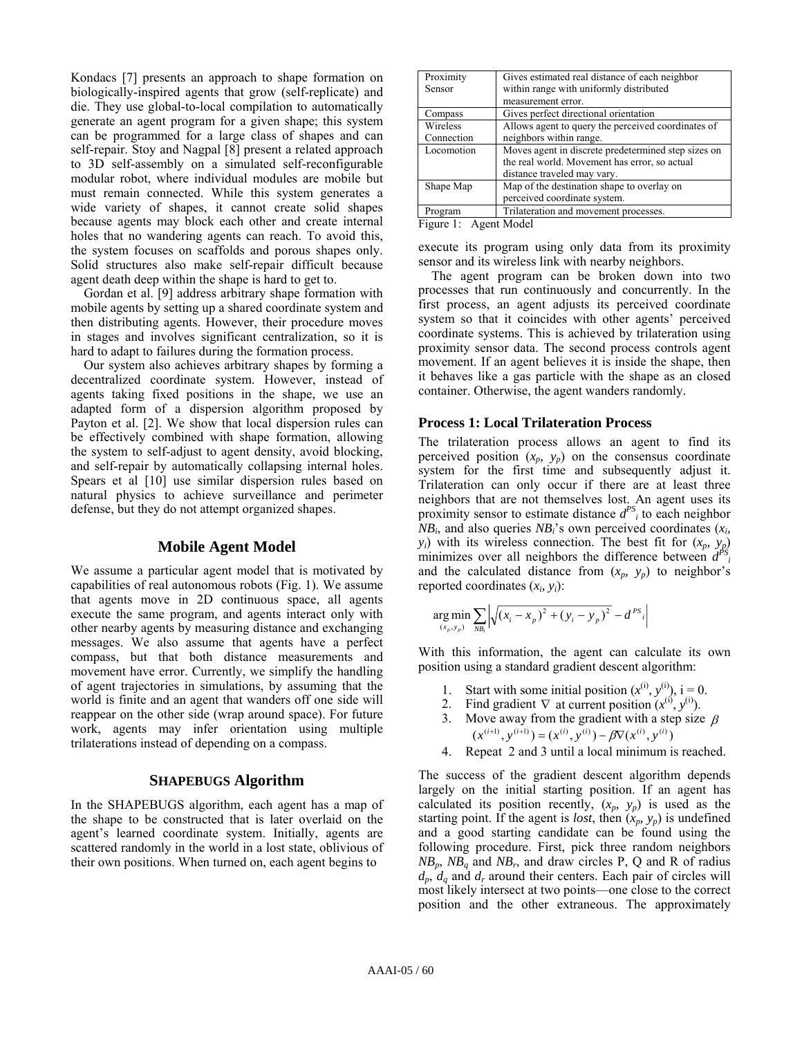Kondacs [7] presents an approach to shape formation on biologically-inspired agents that grow (self-replicate) and die. They use global-to-local compilation to automatically generate an agent program for a given shape; this system can be programmed for a large class of shapes and can self-repair. Stoy and Nagpal [8] present a related approach to 3D self-assembly on a simulated self-reconfigurable modular robot, where individual modules are mobile but must remain connected. While this system generates a wide variety of shapes, it cannot create solid shapes because agents may block each other and create internal holes that no wandering agents can reach. To avoid this, the system focuses on scaffolds and porous shapes only. Solid structures also make self-repair difficult because agent death deep within the shape is hard to get to.

Gordan et al. [9] address arbitrary shape formation with mobile agents by setting up a shared coordinate system and then distributing agents. However, their procedure moves in stages and involves significant centralization, so it is hard to adapt to failures during the formation process.

Our system also achieves arbitrary shapes by forming a decentralized coordinate system. However, instead of agents taking fixed positions in the shape, we use an adapted form of a dispersion algorithm proposed by Payton et al. [2]. We show that local dispersion rules can be effectively combined with shape formation, allowing the system to self-adjust to agent density, avoid blocking, and self-repair by automatically collapsing internal holes. Spears et al [10] use similar dispersion rules based on natural physics to achieve surveillance and perimeter defense, but they do not attempt organized shapes.

## Mobile Agent Model

We assume a particular agent model that is motivated by capabilities of real autonomous robots (Fig. 1). We assume that agents move in 2D continuous space, all agents execute the same program, and agents interact only with other nearby agents by measuring distance and exchanging messages. We also assume that agents have a perfect compass, but that both distance measurements and movement have error. Currently, we simplify the handling of agent trajectories in simulations, by assuming that the world is finite and an agent that wanders off one side will reappear on the other side (wrap around space). For future work, agents may infer orientation using multiple trilaterations instead of depending on a compass.

## SHAPEBUGS Algorithm

In the SHAPEBUGS algorithm, each agent has a map of the shape to be constructed that is later overlaid on the agent's learned coordinate system. Initially, agents are scattered randomly in the world in a lost state, oblivious of their own positions. When turned on, each agent begins to execute its program using only data from its proximity sensor and its wireless link with nearby neighbors.

| Component | Description |
|---|---|
| Proximity Sensor | Gives estimated real distance of each neighbor within range with uniformly distributed measurement error. |
| Compass | Gives perfect directional orientation |
| Wireless Connection | Allows agent to query the perceived coordinates of neighbors within range. |
| Locomotion | Moves agent in discrete predetermined step sizes on the real world. Movement has error, so actual distance traveled may vary. |
| Shape Map | Map of the destination shape to overlay on perceived coordinate system. |
| Program | Trilateration and movement processes. |

Figure 1: Agent Model

The agent program can be broken down into two processes that run continuously and concurrently. In the first process, an agent adjusts its perceived coordinate system so that it coincides with other agents' perceived coordinate systems. This is achieved by trilateration using proximity sensor data. The second process controls agent movement. If an agent believes it is inside the shape, then it behaves like a gas particle with the shape as an closed container. Otherwise, the agent wanders randomly.

### Process 1: Local Trilateration Process

The trilateration process allows an agent to find its perceived position $(x_p, y_p)$ on the consensus coordinate system for the first time and subsequently adjust it. Trilateration can only occur if there are at least three neighbors that are not themselves lost. An agent uses its proximity sensor to estimate distance $d^{PS}_i$ to each neighbor $NB_i$, and also queries $NB_i$'s own perceived coordinates $(x_i, y_i)$ with its wireless connection. The best fit for $(x_p, y_p)$ minimizes over all neighbors the difference between $d^{PS}_i$ and the calculated distance from $(x_p, y_p)$ to neighbor's reported coordinates $(x_i, y_i)$:

$$\underset{(x_p, y_p)}{\arg\min} \sum_{NB_i} \left| \sqrt{(x_i - x_p)^2 + (y_i - y_p)^2} - d^{PS}_i \right|$$

With this information, the agent can calculate its own position using a standard gradient descent algorithm:

1. Start with some initial position $(x^{(i)}, y^{(i)})$, i = 0.
2. Find gradient $\nabla$ at current position $(x^{(i)}, y^{(i)})$.
3. Move away from the gradient with a step size $\beta$ $(x^{(i+1)}, y^{(i+1)}) = (x^{(i)}, y^{(i)}) - \beta\nabla(x^{(i)}, y^{(i)})$
4. Repeat 2 and 3 until a local minimum is reached.

The success of the gradient descent algorithm depends largely on the initial starting position. If an agent has calculated its position recently, $(x_p, y_p)$ is used as the starting point. If the agent is *lost*, then $(x_p, y_p)$ is undefined and a good starting candidate can be found using the following procedure. First, pick three random neighbors $NB_p$, $NB_q$ and $NB_r$, and draw circles P, Q and R of radius $d_p$, $d_q$ and $d_r$ around their centers. Each pair of circles will most likely intersect at two points—one close to the correct position and the other extraneous. The approximately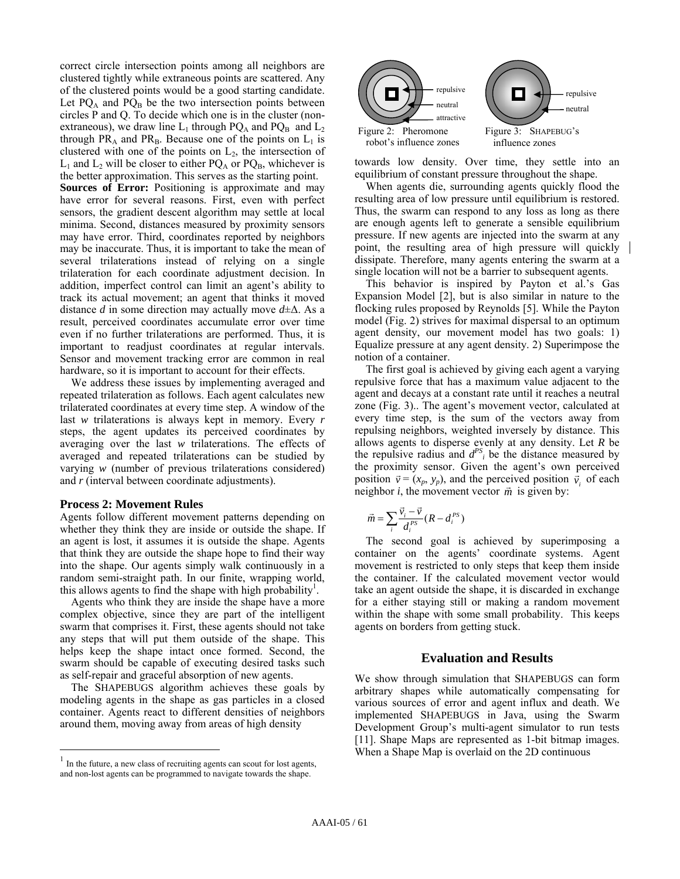correct circle intersection points among all neighbors are clustered tightly while extraneous points are scattered. Any of the clustered points would be a good starting candidate. Let $PQ_A$ and $PQ_B$ be the two intersection points between circles P and Q. To decide which one is in the cluster (non-extraneous), we draw line $L_1$ through $PQ_A$ and $PQ_B$ and $L_2$ through $PR_A$ and $PR_B$. Because one of the points on $L_1$ is clustered with one of the points on $L_2$, the intersection of $L_1$ and $L_2$ will be closer to either $PQ_A$ or $PQ_B$, whichever is the better approximation. This serves as the starting point.

**Sources of Error:** Positioning is approximate and may have error for several reasons. First, even with perfect sensors, the gradient descent algorithm may settle at local minima. Second, distances measured by proximity sensors may have error. Third, coordinates reported by neighbors may be inaccurate. Thus, it is important to take the mean of several trilaterations instead of relying on a single trilateration for each coordinate adjustment decision. In addition, imperfect control can limit an agent's ability to track its actual movement; an agent that thinks it moved distance $d$ in some direction may actually move $d \pm \Delta$. As a result, perceived coordinates accumulate error over time even if no further trilaterations are performed. Thus, it is important to readjust coordinates at regular intervals. Sensor and movement tracking error are common in real hardware, so it is important to account for their effects.

We address these issues by implementing averaged and repeated trilateration as follows. Each agent calculates new trilaterated coordinates at every time step. A window of the last $w$ trilaterations is always kept in memory. Every $r$ steps, the agent updates its perceived coordinates by averaging over the last $w$ trilaterations. The effects of averaged and repeated trilaterations can be studied by varying $w$ (number of previous trilaterations considered) and $r$ (interval between coordinate adjustments).

### Process 2: Movement Rules

Agents follow different movement patterns depending on whether they think they are inside or outside the shape. If an agent is lost, it assumes it is outside the shape. Agents that think they are outside the shape hope to find their way into the shape. Our agents simply walk continuously in a random semi-straight path. In our finite, wrapping world, this allows agents to find the shape with high probability[1].

Agents who think they are inside the shape have a more complex objective, since they are part of the intelligent swarm that comprises it. First, these agents should not take any steps that will put them outside of the shape. This helps keep the shape intact once formed. Second, the swarm should be capable of executing desired tasks such as self-repair and graceful absorption of new agents.

The SHAPEBUGS algorithm achieves these goals by modeling agents in the shape as gas particles in a closed container. Agents react to different densities of neighbors around them, moving away from areas of high density towards low density. Over time, they settle into an equilibrium of constant pressure throughout the shape.

[1] In the future, a new class of recruiting agents can scout for lost agents, and non-lost agents can be programmed to navigate towards the shape.

repulsive
neutral
attractive

Figure 2: Pheromone robot's influence zones

repulsive
neutral

Figure 3: SHAPEBUG's influence zones

When agents die, surrounding agents quickly flood the resulting area of low pressure until equilibrium is restored. Thus, the swarm can respond to any loss as long as there are enough agents left to generate a sensible equilibrium pressure. If new agents are injected into the swarm at any point, the resulting area of high pressure will quickly dissipate. Therefore, many agents entering the swarm at a single location will not be a barrier to subsequent agents.

This behavior is inspired by Payton et al.'s Gas Expansion Model [2], but is also similar in nature to the flocking rules proposed by Reynolds [5]. While the Payton model (Fig. 2) strives for maximal dispersal to an optimum agent density, our movement model has two goals: 1) Equalize pressure at any agent density. 2) Superimpose the notion of a container.

The first goal is achieved by giving each agent a varying repulsive force that has a maximum value adjacent to the agent and decays at a constant rate until it reaches a neutral zone (Fig. 3).. The agent's movement vector, calculated at every time step, is the sum of the vectors away from repulsing neighbors, weighted inversely by distance. This allows agents to disperse evenly at any density. Let $R$ be the repulsive radius and $d_i^{PS}$ be the distance measured by the proximity sensor. Given the agent's own perceived position $\vec{v} = (x_p, y_p)$, and the perceived position $\vec{v}_i$ of each neighbor $i$, the movement vector $\vec{m}$ is given by:

$$\vec{m} = \sum_i \frac{\vec{v}_i - \vec{v}}{d_i^{PS}} (R - d_i^{PS})$$

The second goal is achieved by superimposing a container on the agents' coordinate systems. Agent movement is restricted to only steps that keep them inside the container. If the calculated movement vector would take an agent outside the shape, it is discarded in exchange for a either staying still or making a random movement within the shape with some small probability. This keeps agents on borders from getting stuck.

## Evaluation and Results

We show through simulation that SHAPEBUGS can form arbitrary shapes while automatically compensating for various sources of error and agent influx and death. We implemented SHAPEBUGS in Java, using the Swarm Development Group's multi-agent simulator to run tests [11]. Shape Maps are represented as 1-bit bitmap images. When a Shape Map is overlaid on the 2D continuous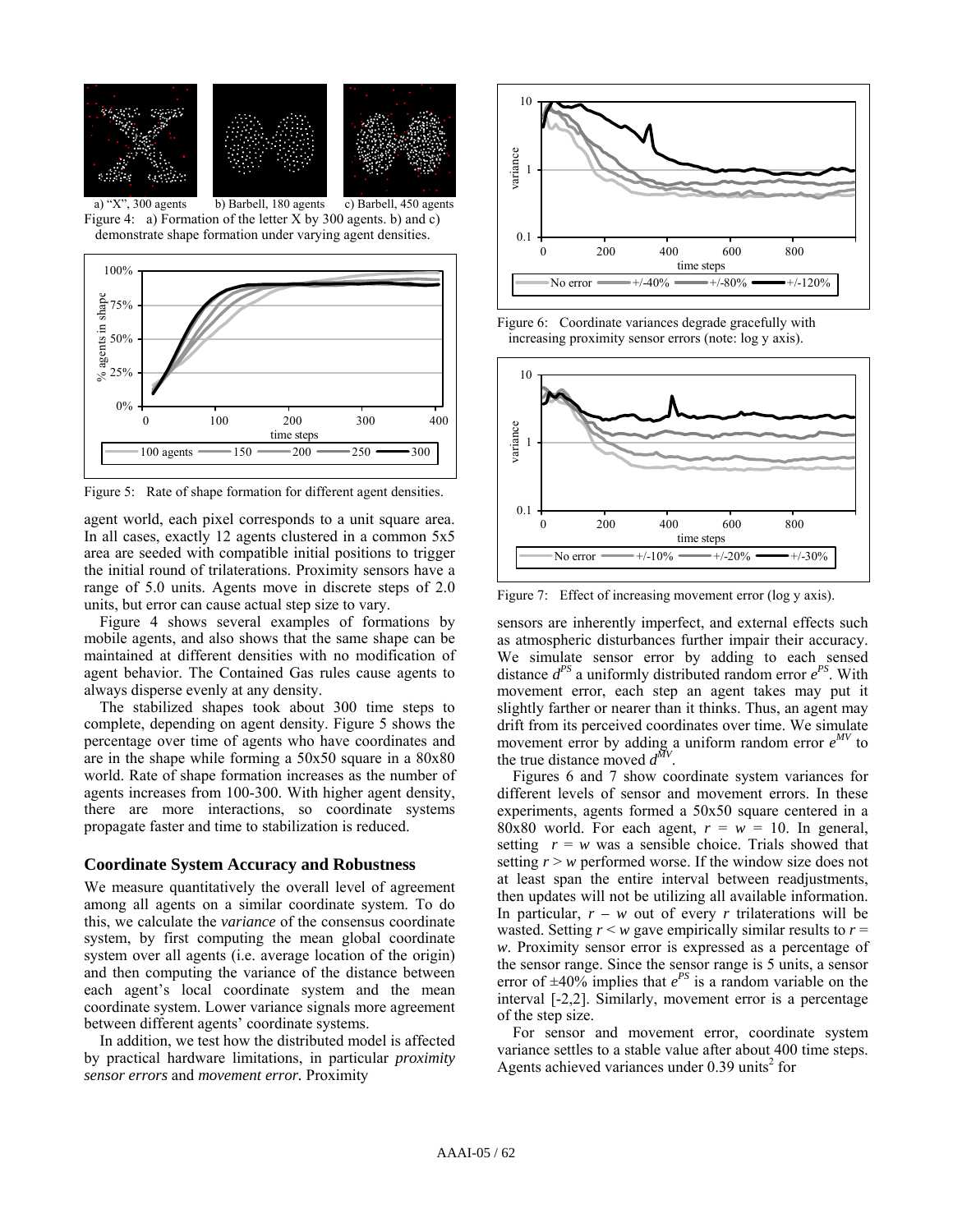a) "X", 300 agents b) Barbell, 180 agents c) Barbell, 450 agents

Figure 4: a) Formation of the letter X by 300 agents. b) and c) demonstrate shape formation under varying agent densities.

Figure 5: Rate of shape formation for different agent densities.

agent world, each pixel corresponds to a unit square area. In all cases, exactly 12 agents clustered in a common 5x5 area are seeded with compatible initial positions to trigger the initial round of trilaterations. Proximity sensors have a range of 5.0 units. Agents move in discrete steps of 2.0 units, but error can cause actual step size to vary.

Figure 4 shows several examples of formations by mobile agents, and also shows that the same shape can be maintained at different densities with no modification of agent behavior. The Contained Gas rules cause agents to always disperse evenly at any density.

The stabilized shapes took about 300 time steps to complete, depending on agent density. Figure 5 shows the percentage over time of agents who have coordinates and are in the shape while forming a 50x50 square in a 80x80 world. Rate of shape formation increases as the number of agents increases from 100-300. With higher agent density, there are more interactions, so coordinate systems propagate faster and time to stabilization is reduced.

## Coordinate System Accuracy and Robustness

We measure quantitatively the overall level of agreement among all agents on a similar coordinate system. To do this, we calculate the *variance* of the consensus coordinate system, by first computing the mean global coordinate system over all agents (i.e. average location of the origin) and then computing the variance of the distance between each agent's local coordinate system and the mean coordinate system. Lower variance signals more agreement between different agents' coordinate systems.

In addition, we test how the distributed model is affected by practical hardware limitations, in particular *proximity sensor errors* and *movement error.* Proximity sensors are inherently imperfect, and external effects such as atmospheric disturbances further impair their accuracy. We simulate sensor error by adding to each sensed distance $d^{PS}$ a uniformly distributed random error $e^{PS}$. With movement error, each step an agent takes may put it slightly farther or nearer than it thinks. Thus, an agent may drift from its perceived coordinates over time. We simulate movement error by adding a uniform random error $e^{MV}$ to the true distance moved $d^{MV}$.

Figure 6: Coordinate variances degrade gracefully with increasing proximity sensor errors (note: log y axis).

Figure 7: Effect of increasing movement error (log y axis).

Figures 6 and 7 show coordinate system variances for different levels of sensor and movement errors. In these experiments, agents formed a 50x50 square centered in a 80x80 world. For each agent, $r = w = 10$. In general, setting $r = w$ was a sensible choice. Trials showed that setting $r > w$ performed worse. If the window size does not at least span the entire interval between readjustments, then updates will not be utilizing all available information. In particular, $r - w$ out of every $r$ trilaterations will be wasted. Setting $r < w$ gave empirically similar results to $r = w$. Proximity sensor error is expressed as a percentage of the sensor range. Since the sensor range is 5 units, a sensor error of ±40% implies that $e^{PS}$ is a random variable on the interval [-2,2]. Similarly, movement error is a percentage of the step size.

For sensor and movement error, coordinate system variance settles to a stable value after about 400 time steps. Agents achieved variances under 0.39 units$^2$ for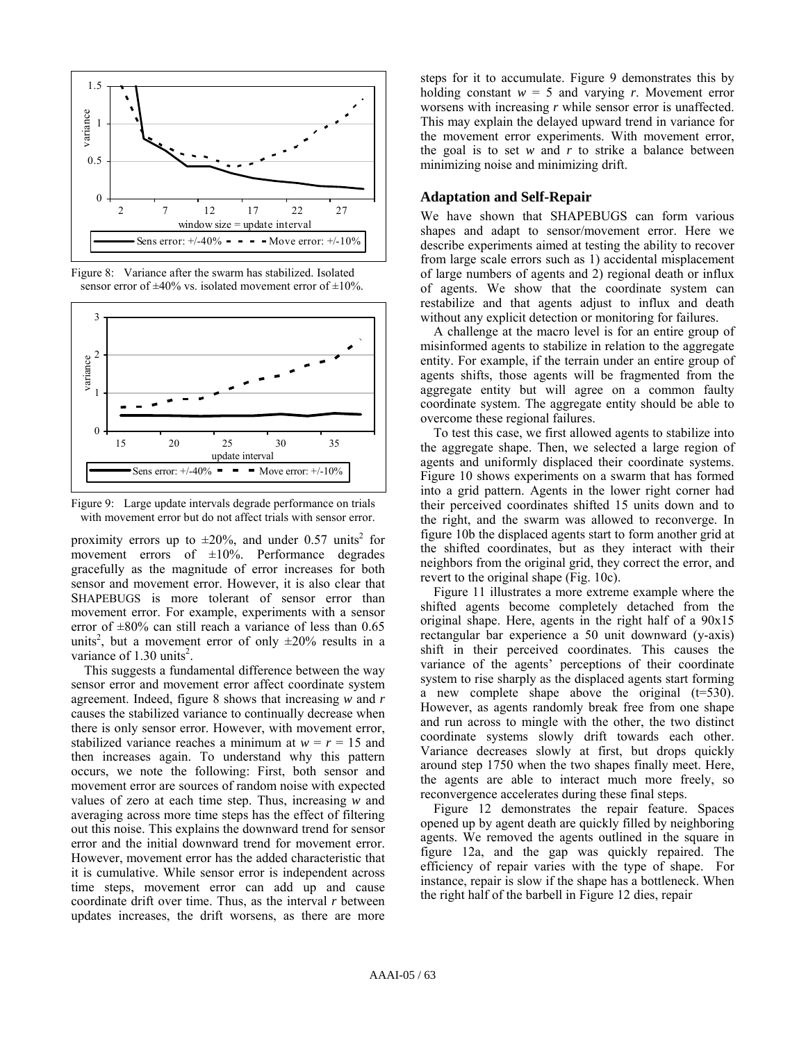Figure 8: Variance after the swarm has stabilized. Isolated sensor error of ±40% vs. isolated movement error of ±10%.

Figure 9: Large update intervals degrade performance on trials with movement error but do not affect trials with sensor error.

proximity errors up to ±20%, and under 0.57 units$^2$ for movement errors of ±10%. Performance degrades gracefully as the magnitude of error increases for both sensor and movement error. However, it is also clear that SHAPEBUGS is more tolerant of sensor error than movement error. For example, experiments with a sensor error of ±80% can still reach a variance of less than 0.65 units$^2$, but a movement error of only ±20% results in a variance of 1.30 units$^2$.

This suggests a fundamental difference between the way sensor error and movement error affect coordinate system agreement. Indeed, figure 8 shows that increasing *w* and *r* causes the stabilized variance to continually decrease when there is only sensor error. However, with movement error, stabilized variance reaches a minimum at $w = r = 15$ and then increases again. To understand why this pattern occurs, we note the following: First, both sensor and movement error are sources of random noise with expected values of zero at each time step. Thus, increasing *w* and averaging across more time steps has the effect of filtering out this noise. This explains the downward trend for sensor error and the initial downward trend for movement error. However, movement error has the added characteristic that it is cumulative. While sensor error is independent across time steps, movement error can add up and cause coordinate drift over time. Thus, as the interval *r* between updates increases, the drift worsens, as there are more steps for it to accumulate. Figure 9 demonstrates this by holding constant $w = 5$ and varying *r*. Movement error worsens with increasing *r* while sensor error is unaffected. This may explain the delayed upward trend in variance for the movement error experiments. With movement error, the goal is to set *w* and *r* to strike a balance between minimizing noise and minimizing drift.

## Adaptation and Self-Repair

We have shown that SHAPEBUGS can form various shapes and adapt to sensor/movement error. Here we describe experiments aimed at testing the ability to recover from large scale errors such as 1) accidental misplacement of large numbers of agents and 2) regional death or influx of agents. We show that the coordinate system can restabilize and that agents adjust to influx and death without any explicit detection or monitoring for failures.

A challenge at the macro level is for an entire group of misinformed agents to stabilize in relation to the aggregate entity. For example, if the terrain under an entire group of agents shifts, those agents will be fragmented from the aggregate entity but will agree on a common faulty coordinate system. The aggregate entity should be able to overcome these regional failures.

To test this case, we first allowed agents to stabilize into the aggregate shape. Then, we selected a large region of agents and uniformly displaced their coordinate systems. Figure 10 shows experiments on a swarm that has formed into a grid pattern. Agents in the lower right corner had their perceived coordinates shifted 15 units down and to the right, and the swarm was allowed to reconverge. In figure 10b the displaced agents start to form another grid at the shifted coordinates, but as they interact with their neighbors from the original grid, they correct the error, and revert to the original shape (Fig. 10c).

Figure 11 illustrates a more extreme example where the shifted agents become completely detached from the original shape. Here, agents in the right half of a 90x15 rectangular bar experience a 50 unit downward (y-axis) shift in their perceived coordinates. This causes the variance of the agents' perceptions of their coordinate system to rise sharply as the displaced agents start forming a new complete shape above the original (t=530). However, as agents randomly break free from one shape and run across to mingle with the other, the two distinct coordinate systems slowly drift towards each other. Variance decreases slowly at first, but drops quickly around step 1750 when the two shapes finally meet. Here, the agents are able to interact much more freely, so reconvergence accelerates during these final steps.

Figure 12 demonstrates the repair feature. Spaces opened up by agent death are quickly filled by neighboring agents. We removed the agents outlined in the square in figure 12a, and the gap was quickly repaired. The efficiency of repair varies with the type of shape. For instance, repair is slow if the shape has a bottleneck. When the right half of the barbell in Figure 12 dies, repair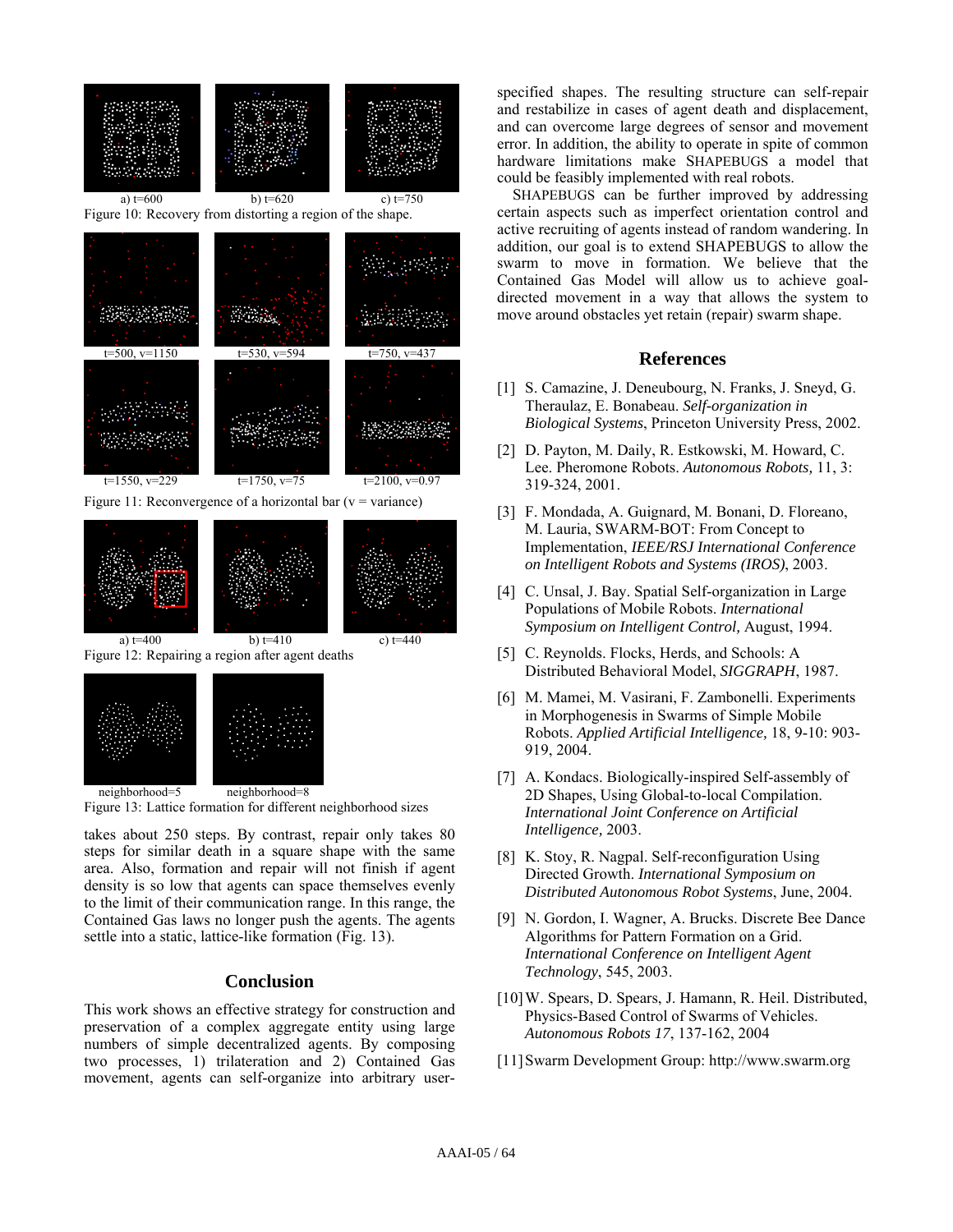a) t=600 b) t=620 c) t=750

Figure 10: Recovery from distorting a region of the shape.

t=500, v=1150 t=530, v=594 t=750, v=437

t=1550, v=229 t=1750, v=75 t=2100, v=0.97

Figure 11: Reconvergence of a horizontal bar (v = variance)

a) t=400 b) t=410 c) t=440

Figure 12: Repairing a region after agent deaths

neighborhood=5 neighborhood=8

Figure 13: Lattice formation for different neighborhood sizes

takes about 250 steps. By contrast, repair only takes 80 steps for similar death in a square shape with the same area. Also, formation and repair will not finish if agent density is so low that agents can space themselves evenly to the limit of their communication range. In this range, the Contained Gas laws no longer push the agents. The agents settle into a static, lattice-like formation (Fig. 13).

## Conclusion

This work shows an effective strategy for construction and preservation of a complex aggregate entity using large numbers of simple decentralized agents. By composing two processes, 1) trilateration and 2) Contained Gas movement, agents can self-organize into arbitrary user-specified shapes. The resulting structure can self-repair and restabilize in cases of agent death and displacement, and can overcome large degrees of sensor and movement error. In addition, the ability to operate in spite of common hardware limitations make SHAPEBUGS a model that could be feasibly implemented with real robots.

SHAPEBUGS can be further improved by addressing certain aspects such as imperfect orientation control and active recruiting of agents instead of random wandering. In addition, our goal is to extend SHAPEBUGS to allow the swarm to move in formation. We believe that the Contained Gas Model will allow us to achieve goal-directed movement in a way that allows the system to move around obstacles yet retain (repair) swarm shape.

## References

[1] S. Camazine, J. Deneubourg, N. Franks, J. Sneyd, G. Theraulaz, E. Bonabeau. *Self-organization in Biological Systems*, Princeton University Press, 2002.

[2] D. Payton, M. Daily, R. Estkowski, M. Howard, C. Lee. Pheromone Robots. *Autonomous Robots,* 11, 3: 319-324, 2001.

[3] F. Mondada, A. Guignard, M. Bonani, D. Floreano, M. Lauria, SWARM-BOT: From Concept to Implementation, *IEEE/RSJ International Conference on Intelligent Robots and Systems (IROS)*, 2003.

[4] C. Unsal, J. Bay. Spatial Self-organization in Large Populations of Mobile Robots. *International Symposium on Intelligent Control,* August, 1994.

[5] C. Reynolds. Flocks, Herds, and Schools: A Distributed Behavioral Model, *SIGGRAPH*, 1987.

[6] M. Mamei, M. Vasirani, F. Zambonelli. Experiments in Morphogenesis in Swarms of Simple Mobile Robots. *Applied Artificial Intelligence,* 18, 9-10: 903-919, 2004.

[7] A. Kondacs. Biologically-inspired Self-assembly of 2D Shapes, Using Global-to-local Compilation. *International Joint Conference on Artificial Intelligence,* 2003.

[8] K. Stoy, R. Nagpal. Self-reconfiguration Using Directed Growth. *International Symposium on Distributed Autonomous Robot Systems*, June, 2004.

[9] N. Gordon, I. Wagner, A. Brucks. Discrete Bee Dance Algorithms for Pattern Formation on a Grid. *International Conference on Intelligent Agent Technology*, 545, 2003.

[10] W. Spears, D. Spears, J. Hamann, R. Heil. Distributed, Physics-Based Control of Swarms of Vehicles. *Autonomous Robots 17*, 137-162, 2004

[11] Swarm Development Group: http://www.swarm.org